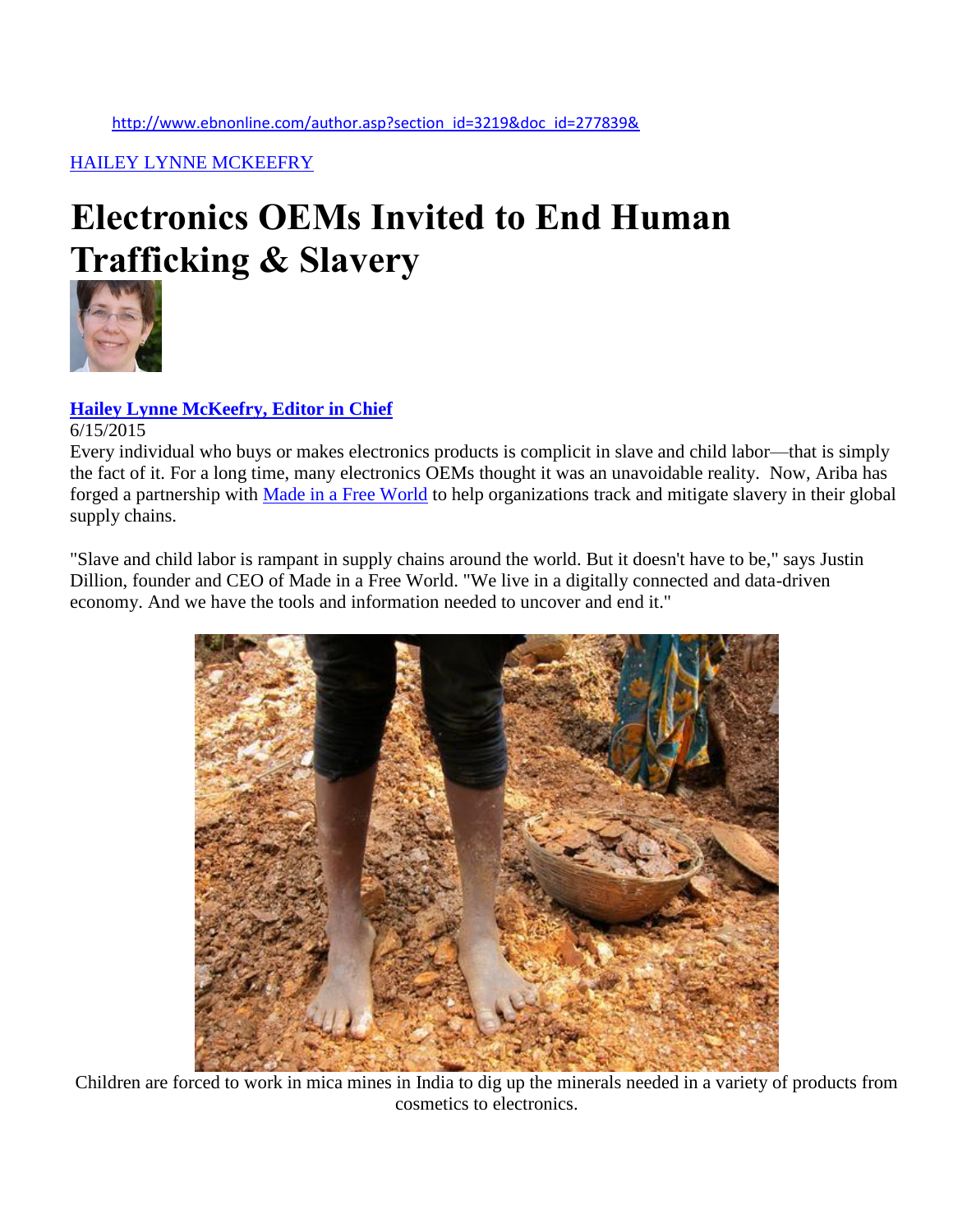http://www.ebnonline.com/author.asp?section_id=3219&doc_id=277839&

HAILEY LYNNE MCKEEFRY

# Electronics OEMs Invited to End Human Trafficking & Slavery

**Hailey Lynne McKeefry, Editor in Chief**

6/15/2015

Every individual who buys or makes electronics products is complicit in slave and child labor—that is simply the fact of it. For a long time, many electronics OEMs thought it was an unavoidable reality. Now, Ariba has forged a partnership with Made in a Free World to help organizations track and mitigate slavery in their global supply chains.

"Slave and child labor is rampant in supply chains around the world. But it doesn't have to be," says Justin Dillion, founder and CEO of Made in a Free World. "We live in a digitally connected and data-driven economy. And we have the tools and information needed to uncover and end it."

Children are forced to work in mica mines in India to dig up the minerals needed in a variety of products from cosmetics to electronics.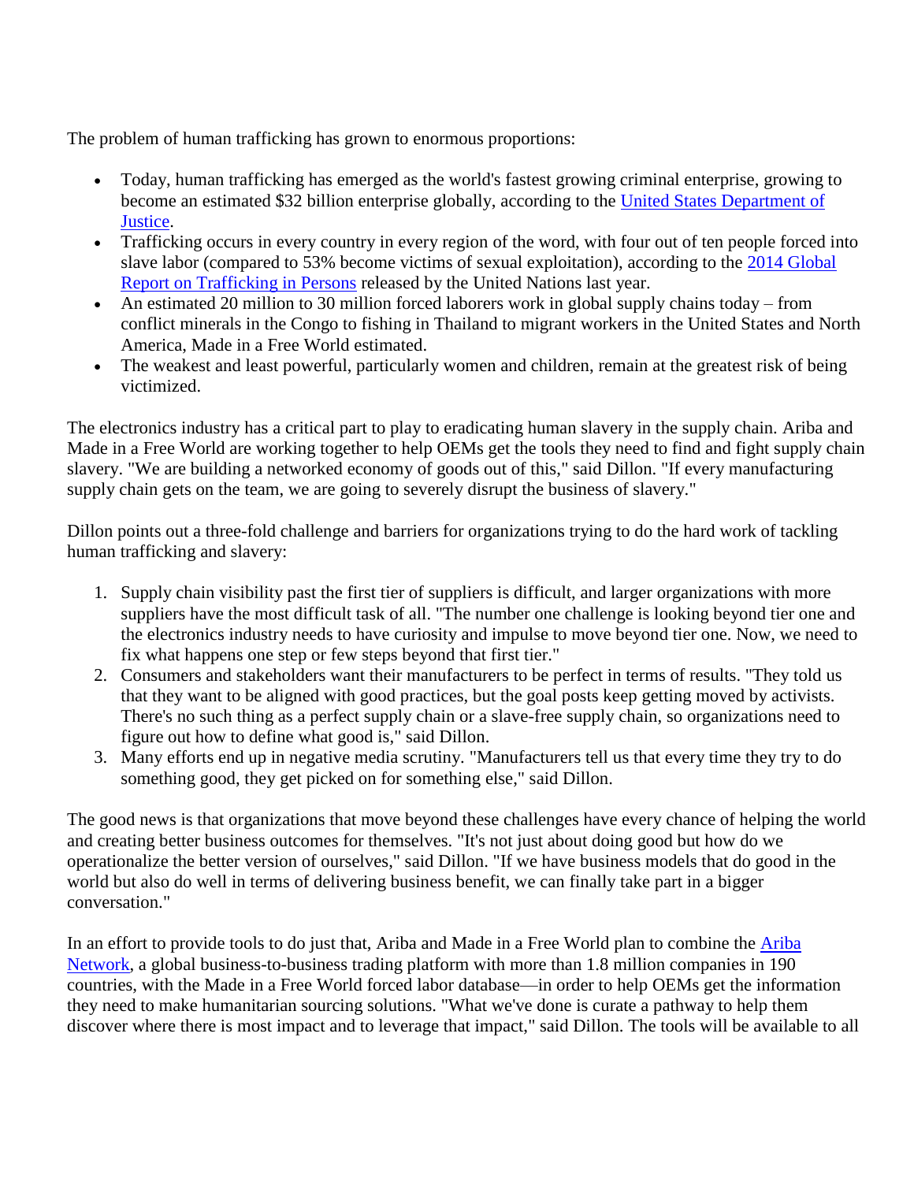The problem of human trafficking has grown to enormous proportions:

- Today, human trafficking has emerged as the world's fastest growing criminal enterprise, growing to become an estimated $32 billion enterprise globally, according to the [United States Department of Justice](#).
- Trafficking occurs in every country in every region of the word, with four out of ten people forced into slave labor (compared to 53% become victims of sexual exploitation), according to the [2014 Global Report on Trafficking in Persons](#) released by the United Nations last year.
- An estimated 20 million to 30 million forced laborers work in global supply chains today – from conflict minerals in the Congo to fishing in Thailand to migrant workers in the United States and North America, Made in a Free World estimated.
- The weakest and least powerful, particularly women and children, remain at the greatest risk of being victimized.

The electronics industry has a critical part to play to eradicating human slavery in the supply chain. Ariba and Made in a Free World are working together to help OEMs get the tools they need to find and fight supply chain slavery. "We are building a networked economy of goods out of this," said Dillon. "If every manufacturing supply chain gets on the team, we are going to severely disrupt the business of slavery."

Dillon points out a three-fold challenge and barriers for organizations trying to do the hard work of tackling human trafficking and slavery:

1. Supply chain visibility past the first tier of suppliers is difficult, and larger organizations with more suppliers have the most difficult task of all. "The number one challenge is looking beyond tier one and the electronics industry needs to have curiosity and impulse to move beyond tier one. Now, we need to fix what happens one step or few steps beyond that first tier."
2. Consumers and stakeholders want their manufacturers to be perfect in terms of results. "They told us that they want to be aligned with good practices, but the goal posts keep getting moved by activists. There's no such thing as a perfect supply chain or a slave-free supply chain, so organizations need to figure out how to define what good is," said Dillon.
3. Many efforts end up in negative media scrutiny. "Manufacturers tell us that every time they try to do something good, they get picked on for something else," said Dillon.

The good news is that organizations that move beyond these challenges have every chance of helping the world and creating better business outcomes for themselves. "It's not just about doing good but how do we operationalize the better version of ourselves," said Dillon. "If we have business models that do good in the world but also do well in terms of delivering business benefit, we can finally take part in a bigger conversation."

In an effort to provide tools to do just that, Ariba and Made in a Free World plan to combine the [Ariba Network](#), a global business-to-business trading platform with more than 1.8 million companies in 190 countries, with the Made in a Free World forced labor database—in order to help OEMs get the information they need to make humanitarian sourcing solutions. "What we've done is curate a pathway to help them discover where there is most impact and to leverage that impact," said Dillon. The tools will be available to all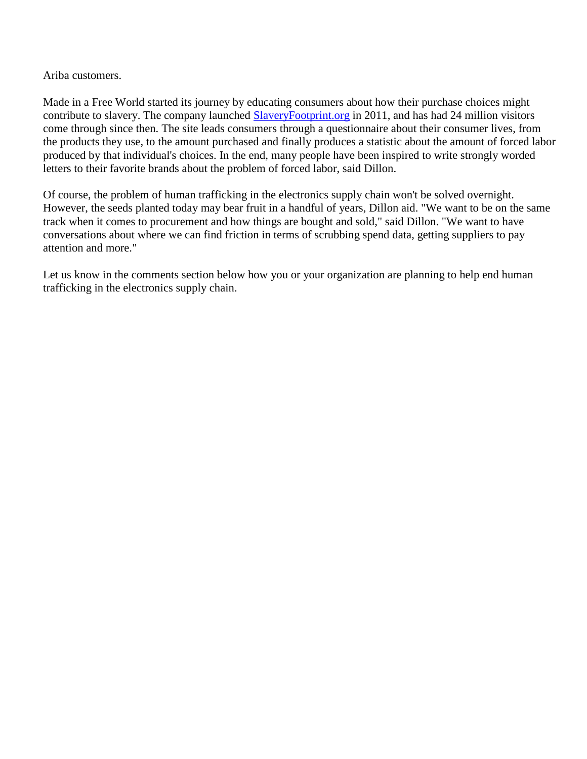Ariba customers.

Made in a Free World started its journey by educating consumers about how their purchase choices might contribute to slavery. The company launched [SlaveryFootprint.org](http://SlaveryFootprint.org) in 2011, and has had 24 million visitors come through since then. The site leads consumers through a questionnaire about their consumer lives, from the products they use, to the amount purchased and finally produces a statistic about the amount of forced labor produced by that individual's choices. In the end, many people have been inspired to write strongly worded letters to their favorite brands about the problem of forced labor, said Dillon.

Of course, the problem of human trafficking in the electronics supply chain won't be solved overnight. However, the seeds planted today may bear fruit in a handful of years, Dillon aid. "We want to be on the same track when it comes to procurement and how things are bought and sold," said Dillon. "We want to have conversations about where we can find friction in terms of scrubbing spend data, getting suppliers to pay attention and more."

Let us know in the comments section below how you or your organization are planning to help end human trafficking in the electronics supply chain.